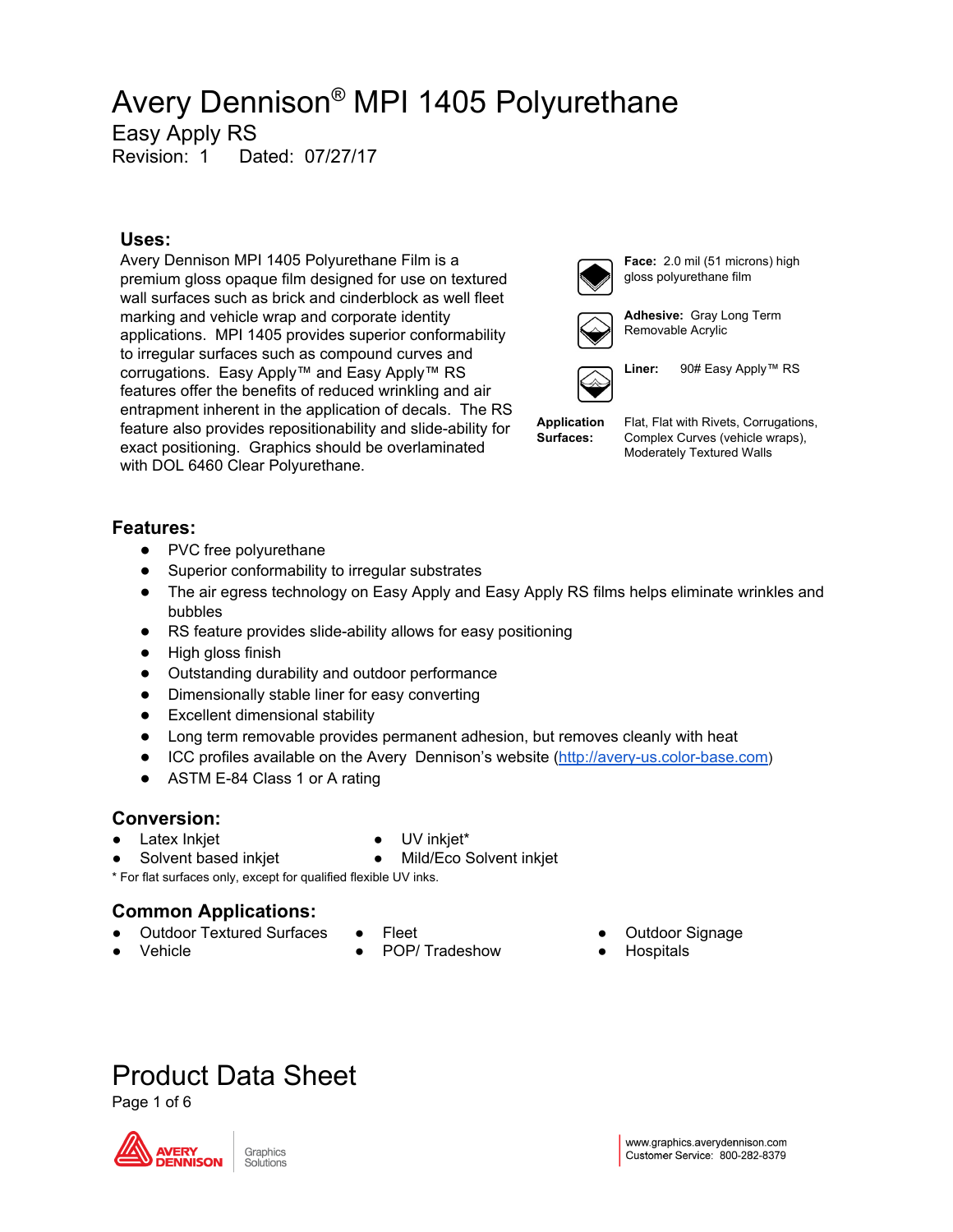# Avery Dennison® MPI 1405 Polyurethane

## Easy Apply RS

Revision: 1 Dated: 07/27/17

### Uses:

Avery Dennison MPI 1405 Polyurethane Film is a premium gloss opaque film designed for use on textured wall surfaces such as brick and cinderblock as well fleet marking and vehicle wrap and corporate identity applications. MPI 1405 provides superior conformability to irregular surfaces such as compound curves and corrugations. Easy Apply™ and Easy Apply™ RS features offer the benefits of reduced wrinkling and air entrapment inherent in the application of decals. The RS feature also provides repositionability and slide-ability for exact positioning. Graphics should be overlaminated with DOL 6460 Clear Polyurethane.

**Face:** 2.0 mil (51 microns) high gloss polyurethane film

**Adhesive:** Gray Long Term Removable Acrylic

**Liner:** 90# Easy Apply™ RS

**Application Surfaces:** Flat, Flat with Rivets, Corrugations, Complex Curves (vehicle wraps), Moderately Textured Walls

### Features:

- PVC free polyurethane
- Superior conformability to irregular substrates
- The air egress technology on Easy Apply and Easy Apply RS films helps eliminate wrinkles and bubbles
- RS feature provides slide-ability allows for easy positioning
- High gloss finish
- Outstanding durability and outdoor performance
- Dimensionally stable liner for easy converting
- Excellent dimensional stability
- Long term removable provides permanent adhesion, but removes cleanly with heat
- ICC profiles available on the Avery Dennison's website (http://avery-us.color-base.com)
- ASTM E-84 Class 1 or A rating

### Conversion:

- Latex Inkjet
- Solvent based inkjet
- UV inkjet*
- Mild/Eco Solvent inkjet

\* For flat surfaces only, except for qualified flexible UV inks.

### Common Applications:

- Outdoor Textured Surfaces
- Vehicle
- Fleet
- POP/ Tradeshow
- Outdoor Signage
- Hospitals

# Product Data Sheet

www.graphics.averydennison.com
Customer Service: 800-282-8379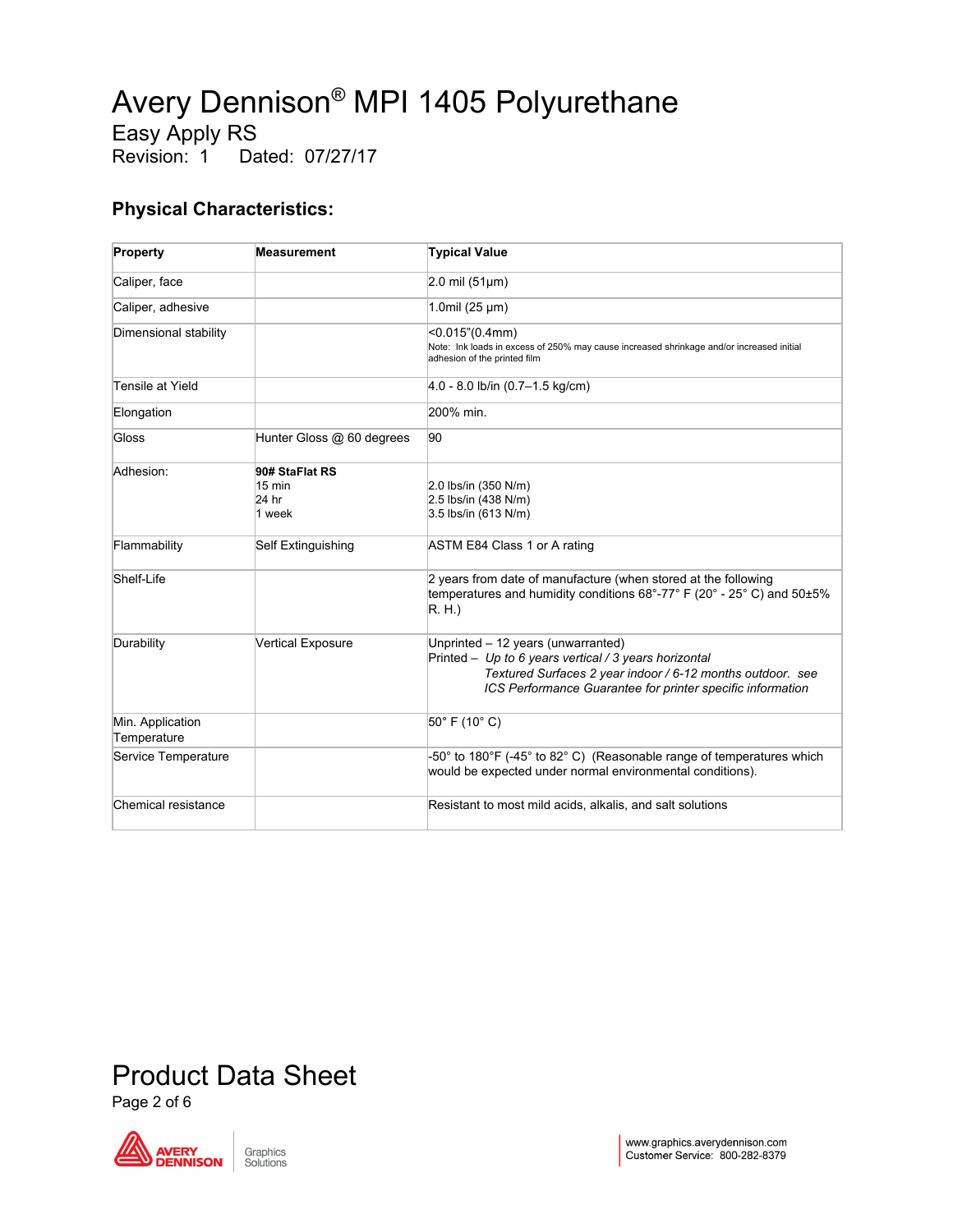# Avery Dennison® MPI 1405 Polyurethane

Easy Apply RS
Revision: 1 Dated: 07/27/17

## Physical Characteristics:

| Property | Measurement | Typical Value |
|---|---|---|
| Caliper, face | | 2.0 mil (51µm) |
| Caliper, adhesive | | 1.0mil (25 µm) |
| Dimensional stability | | <0.015"(0.4mm)<br>Note: Ink loads in excess of 250% may cause increased shrinkage and/or increased initial adhesion of the printed film |
| Tensile at Yield | | 4.0 - 8.0 lb/in (0.7–1.5 kg/cm) |
| Elongation | | 200% min. |
| Gloss | Hunter Gloss @ 60 degrees | 90 |
| Adhesion: | **90# StaFlat RS**<br>15 min<br>24 hr<br>1 week | <br>2.0 lbs/in (350 N/m)<br>2.5 lbs/in (438 N/m)<br>3.5 lbs/in (613 N/m) |
| Flammability | Self Extinguishing | ASTM E84 Class 1 or A rating |
| Shelf-Life | | 2 years from date of manufacture (when stored at the following temperatures and humidity conditions 68°-77° F (20° - 25° C) and 50±5% R. H.) |
| Durability | Vertical Exposure | Unprinted – 12 years (unwarranted)<br>Printed – *Up to 6 years vertical / 3 years horizontal*<br>*Textured Surfaces 2 year indoor / 6-12 months outdoor. see ICS Performance Guarantee for printer specific information* |
| Min. Application Temperature | | 50° F (10° C) |
| Service Temperature | | -50° to 180°F (-45° to 82° C) (Reasonable range of temperatures which would be expected under normal environmental conditions). |
| Chemical resistance | | Resistant to most mild acids, alkalis, and salt solutions |

Product Data Sheet

www.graphics.averydennison.com
Customer Service: 800-282-8379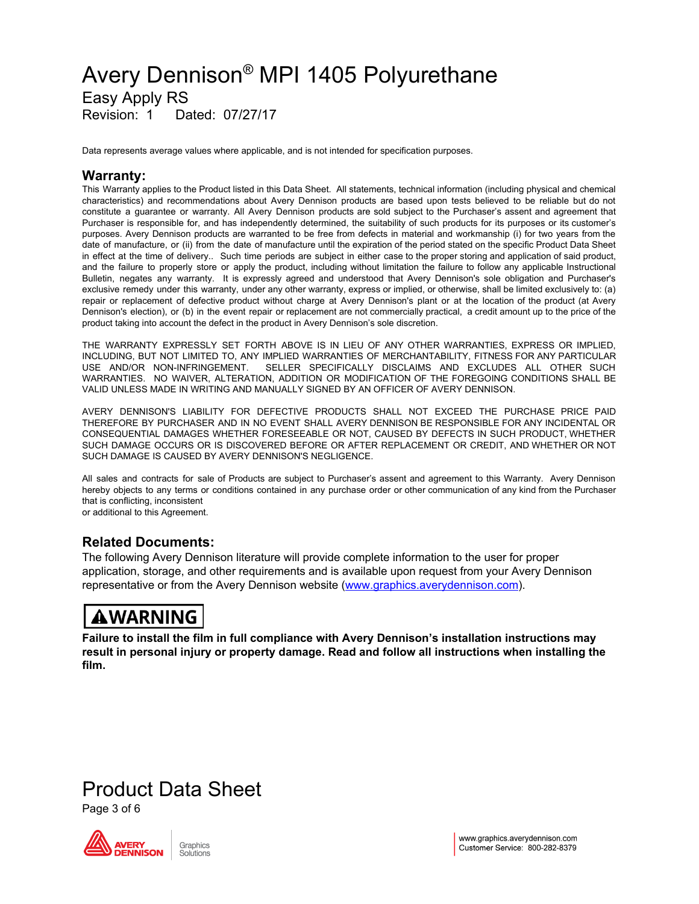# Avery Dennison® MPI 1405 Polyurethane

## Easy Apply RS

Revision: 1 Dated: 07/27/17

Data represents average values where applicable, and is not intended for specification purposes.

## Warranty:

This Warranty applies to the Product listed in this Data Sheet. All statements, technical information (including physical and chemical characteristics) and recommendations about Avery Dennison products are based upon tests believed to be reliable but do not constitute a guarantee or warranty. All Avery Dennison products are sold subject to the Purchaser's assent and agreement that Purchaser is responsible for, and has independently determined, the suitability of such products for its purposes or its customer's purposes. Avery Dennison products are warranted to be free from defects in material and workmanship (i) for two years from the date of manufacture, or (ii) from the date of manufacture until the expiration of the period stated on the specific Product Data Sheet in effect at the time of delivery.. Such time periods are subject in either case to the proper storing and application of said product, and the failure to properly store or apply the product, including without limitation the failure to follow any applicable Instructional Bulletin, negates any warranty. It is expressly agreed and understood that Avery Dennison's sole obligation and Purchaser's exclusive remedy under this warranty, under any other warranty, express or implied, or otherwise, shall be limited exclusively to: (a) repair or replacement of defective product without charge at Avery Dennison's plant or at the location of the product (at Avery Dennison's election), or (b) in the event repair or replacement are not commercially practical, a credit amount up to the price of the product taking into account the defect in the product in Avery Dennison's sole discretion.

THE WARRANTY EXPRESSLY SET FORTH ABOVE IS IN LIEU OF ANY OTHER WARRANTIES, EXPRESS OR IMPLIED, INCLUDING, BUT NOT LIMITED TO, ANY IMPLIED WARRANTIES OF MERCHANTABILITY, FITNESS FOR ANY PARTICULAR USE AND/OR NON-INFRINGEMENT. SELLER SPECIFICALLY DISCLAIMS AND EXCLUDES ALL OTHER SUCH WARRANTIES. NO WAIVER, ALTERATION, ADDITION OR MODIFICATION OF THE FOREGOING CONDITIONS SHALL BE VALID UNLESS MADE IN WRITING AND MANUALLY SIGNED BY AN OFFICER OF AVERY DENNISON.

AVERY DENNISON'S LIABILITY FOR DEFECTIVE PRODUCTS SHALL NOT EXCEED THE PURCHASE PRICE PAID THEREFORE BY PURCHASER AND IN NO EVENT SHALL AVERY DENNISON BE RESPONSIBLE FOR ANY INCIDENTAL OR CONSEQUENTIAL DAMAGES WHETHER FORESEEABLE OR NOT, CAUSED BY DEFECTS IN SUCH PRODUCT, WHETHER SUCH DAMAGE OCCURS OR IS DISCOVERED BEFORE OR AFTER REPLACEMENT OR CREDIT, AND WHETHER OR NOT SUCH DAMAGE IS CAUSED BY AVERY DENNISON'S NEGLIGENCE.

All sales and contracts for sale of Products are subject to Purchaser's assent and agreement to this Warranty. Avery Dennison hereby objects to any terms or conditions contained in any purchase order or other communication of any kind from the Purchaser that is conflicting, inconsistent or additional to this Agreement.

## Related Documents:

The following Avery Dennison literature will provide complete information to the user for proper application, storage, and other requirements and is available upon request from your Avery Dennison representative or from the Avery Dennison website (www.graphics.averydennison.com).

**⚠WARNING**

**Failure to install the film in full compliance with Avery Dennison's installation instructions may result in personal injury or property damage. Read and follow all instructions when installing the film.**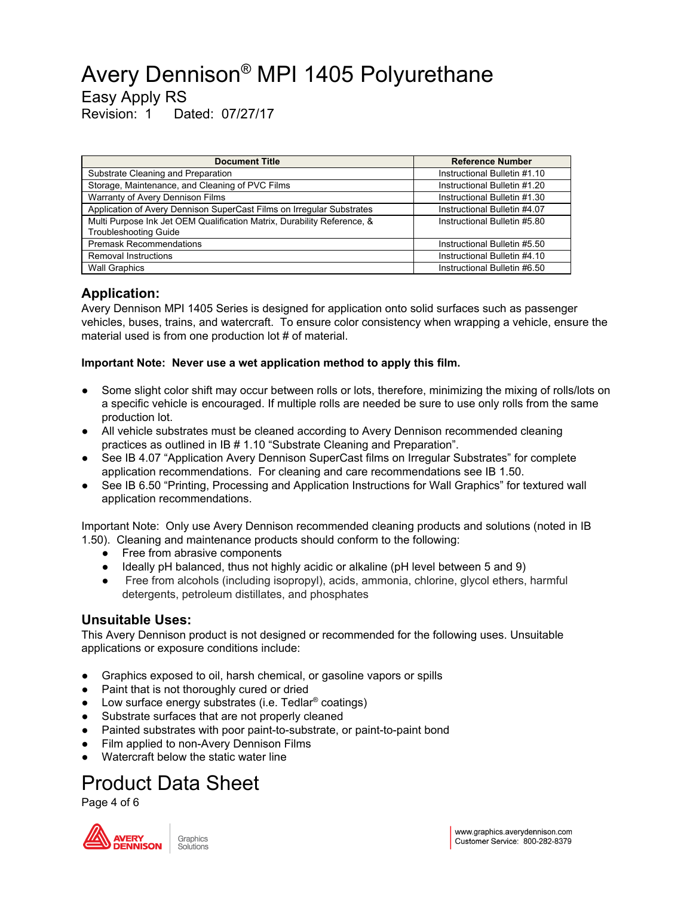# Avery Dennison® MPI 1405 Polyurethane

Easy Apply RS

Revision: 1 Dated: 07/27/17

| Document Title | Reference Number |
|---|---|
| Substrate Cleaning and Preparation | Instructional Bulletin #1.10 |
| Storage, Maintenance, and Cleaning of PVC Films | Instructional Bulletin #1.20 |
| Warranty of Avery Dennison Films | Instructional Bulletin #1.30 |
| Application of Avery Dennison SuperCast Films on Irregular Substrates | Instructional Bulletin #4.07 |
| Multi Purpose Ink Jet OEM Qualification Matrix, Durability Reference, & Troubleshooting Guide | Instructional Bulletin #5.80 |
| Premask Recommendations | Instructional Bulletin #5.50 |
| Removal Instructions | Instructional Bulletin #4.10 |
| Wall Graphics | Instructional Bulletin #6.50 |

## Application:

Avery Dennison MPI 1405 Series is designed for application onto solid surfaces such as passenger vehicles, buses, trains, and watercraft. To ensure color consistency when wrapping a vehicle, ensure the material used is from one production lot # of material.

**Important Note: Never use a wet application method to apply this film.**

- Some slight color shift may occur between rolls or lots, therefore, minimizing the mixing of rolls/lots on a specific vehicle is encouraged. If multiple rolls are needed be sure to use only rolls from the same production lot.
- All vehicle substrates must be cleaned according to Avery Dennison recommended cleaning practices as outlined in IB # 1.10 "Substrate Cleaning and Preparation".
- See IB 4.07 "Application Avery Dennison SuperCast films on Irregular Substrates" for complete application recommendations. For cleaning and care recommendations see IB 1.50.
- See IB 6.50 "Printing, Processing and Application Instructions for Wall Graphics" for textured wall application recommendations.

Important Note: Only use Avery Dennison recommended cleaning products and solutions (noted in IB 1.50). Cleaning and maintenance products should conform to the following:

- Free from abrasive components
- Ideally pH balanced, thus not highly acidic or alkaline (pH level between 5 and 9)
- Free from alcohols (including isopropyl), acids, ammonia, chlorine, glycol ethers, harmful detergents, petroleum distillates, and phosphates

## Unsuitable Uses:

This Avery Dennison product is not designed or recommended for the following uses. Unsuitable applications or exposure conditions include:

- Graphics exposed to oil, harsh chemical, or gasoline vapors or spills
- Paint that is not thoroughly cured or dried
- Low surface energy substrates (i.e. Tedlar® coatings)
- Substrate surfaces that are not properly cleaned
- Painted substrates with poor paint-to-substrate, or paint-to-paint bond
- Film applied to non-Avery Dennison Films
- Watercraft below the static water line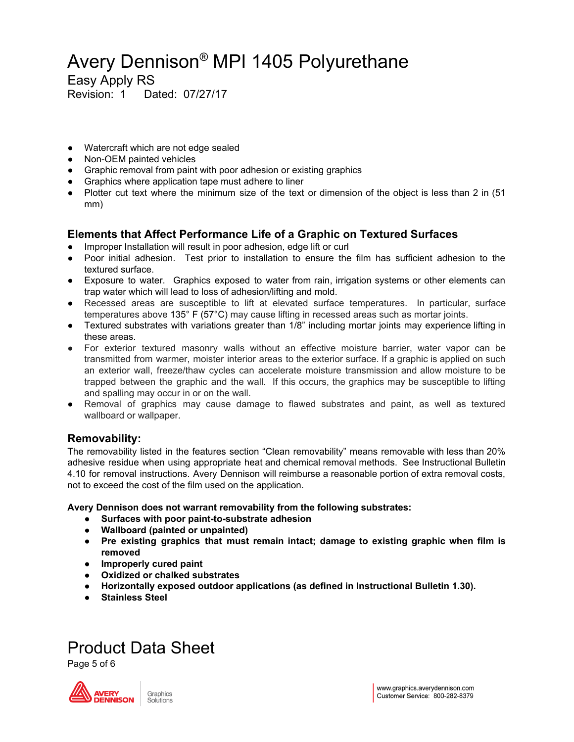- Watercraft which are not edge sealed
- Non-OEM painted vehicles
- Graphic removal from paint with poor adhesion or existing graphics
- Graphics where application tape must adhere to liner
- Plotter cut text where the minimum size of the text or dimension of the object is less than 2 in (51 mm)

### Elements that Affect Performance Life of a Graphic on Textured Surfaces

- Improper Installation will result in poor adhesion, edge lift or curl
- Poor initial adhesion. Test prior to installation to ensure the film has sufficient adhesion to the textured surface.
- Exposure to water. Graphics exposed to water from rain, irrigation systems or other elements can trap water which will lead to loss of adhesion/lifting and mold.
- Recessed areas are susceptible to lift at elevated surface temperatures. In particular, surface temperatures above 135° F (57°C) may cause lifting in recessed areas such as mortar joints.
- Textured substrates with variations greater than 1/8" including mortar joints may experience lifting in these areas.
- For exterior textured masonry walls without an effective moisture barrier, water vapor can be transmitted from warmer, moister interior areas to the exterior surface. If a graphic is applied on such an exterior wall, freeze/thaw cycles can accelerate moisture transmission and allow moisture to be trapped between the graphic and the wall. If this occurs, the graphics may be susceptible to lifting and spalling may occur in or on the wall.
- Removal of graphics may cause damage to flawed substrates and paint, as well as textured wallboard or wallpaper.

### Removability:

The removability listed in the features section "Clean removability" means removable with less than 20% adhesive residue when using appropriate heat and chemical removal methods. See Instructional Bulletin 4.10 for removal instructions. Avery Dennison will reimburse a reasonable portion of extra removal costs, not to exceed the cost of the film used on the application.

**Avery Dennison does not warrant removability from the following substrates:**

- **Surfaces with poor paint-to-substrate adhesion**
- **Wallboard (painted or unpainted)**
- **Pre existing graphics that must remain intact; damage to existing graphic when film is removed**
- **Improperly cured paint**
- **Oxidized or chalked substrates**
- **Horizontally exposed outdoor applications (as defined in Instructional Bulletin 1.30).**
- **Stainless Steel**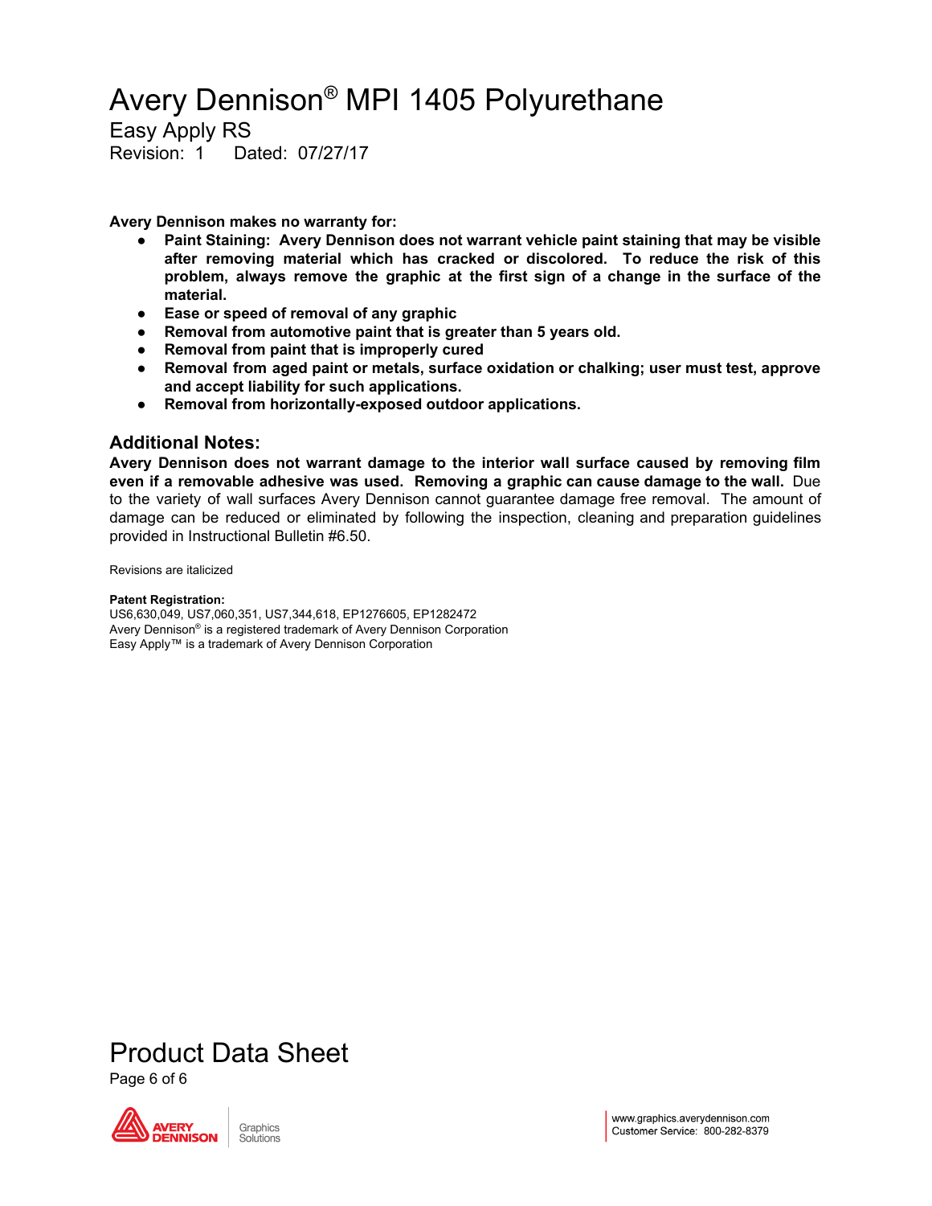**Avery Dennison makes no warranty for:**

- **Paint Staining: Avery Dennison does not warrant vehicle paint staining that may be visible after removing material which has cracked or discolored. To reduce the risk of this problem, always remove the graphic at the first sign of a change in the surface of the material.**
- **Ease or speed of removal of any graphic**
- **Removal from automotive paint that is greater than 5 years old.**
- **Removal from paint that is improperly cured**
- **Removal from aged paint or metals, surface oxidation or chalking; user must test, approve and accept liability for such applications.**
- **Removal from horizontally-exposed outdoor applications.**

## Additional Notes:

**Avery Dennison does not warrant damage to the interior wall surface caused by removing film even if a removable adhesive was used. Removing a graphic can cause damage to the wall.** Due to the variety of wall surfaces Avery Dennison cannot guarantee damage free removal. The amount of damage can be reduced or eliminated by following the inspection, cleaning and preparation guidelines provided in Instructional Bulletin #6.50.

Revisions are italicized

**Patent Registration:**
US6,630,049, US7,060,351, US7,344,618, EP1276605, EP1282472
Avery Dennison® is a registered trademark of Avery Dennison Corporation
Easy Apply™ is a trademark of Avery Dennison Corporation

www.graphics.averydennison.com
Customer Service: 800-282-8379